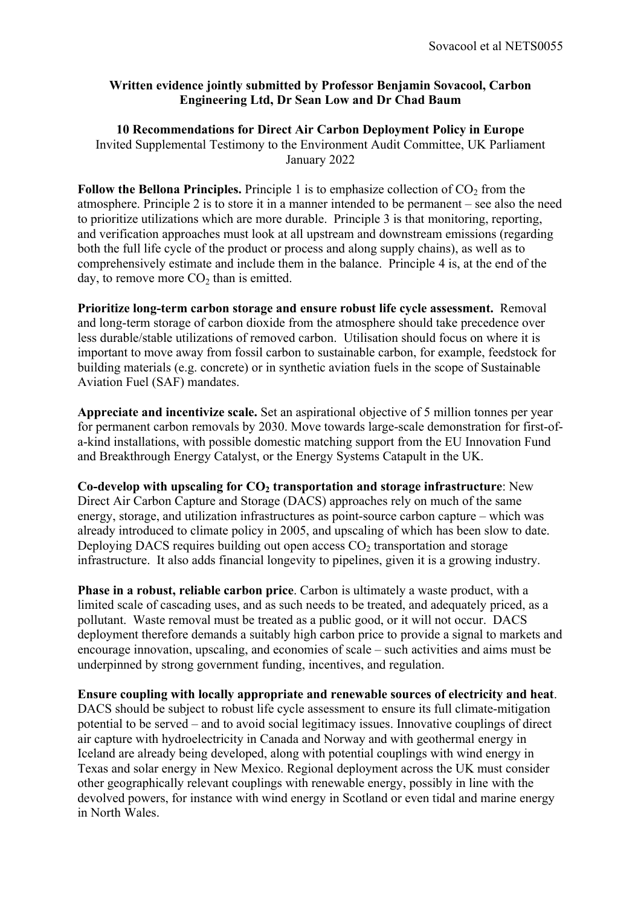**Written evidence jointly submitted by Professor Benjamin Sovacool, Carbon Engineering Ltd, Dr Sean Low and Dr Chad Baum**

**10 Recommendations for Direct Air Carbon Deployment Policy in Europe**

Invited Supplemental Testimony to the Environment Audit Committee, UK Parliament
January 2022

**Follow the Bellona Principles.** Principle 1 is to emphasize collection of $CO_2$ from the atmosphere. Principle 2 is to store it in a manner intended to be permanent – see also the need to prioritize utilizations which are more durable. Principle 3 is that monitoring, reporting, and verification approaches must look at all upstream and downstream emissions (regarding both the full life cycle of the product or process and along supply chains), as well as to comprehensively estimate and include them in the balance. Principle 4 is, at the end of the day, to remove more $CO_2$ than is emitted.

**Prioritize long-term carbon storage and ensure robust life cycle assessment.** Removal and long-term storage of carbon dioxide from the atmosphere should take precedence over less durable/stable utilizations of removed carbon. Utilisation should focus on where it is important to move away from fossil carbon to sustainable carbon, for example, feedstock for building materials (e.g. concrete) or in synthetic aviation fuels in the scope of Sustainable Aviation Fuel (SAF) mandates.

**Appreciate and incentivize scale.** Set an aspirational objective of 5 million tonnes per year for permanent carbon removals by 2030. Move towards large-scale demonstration for first-of-a-kind installations, with possible domestic matching support from the EU Innovation Fund and Breakthrough Energy Catalyst, or the Energy Systems Catapult in the UK.

**Co-develop with upscaling for $CO_2$ transportation and storage infrastructure**: New Direct Air Carbon Capture and Storage (DACS) approaches rely on much of the same energy, storage, and utilization infrastructures as point-source carbon capture – which was already introduced to climate policy in 2005, and upscaling of which has been slow to date. Deploying DACS requires building out open access $CO_2$ transportation and storage infrastructure. It also adds financial longevity to pipelines, given it is a growing industry.

**Phase in a robust, reliable carbon price**. Carbon is ultimately a waste product, with a limited scale of cascading uses, and as such needs to be treated, and adequately priced, as a pollutant. Waste removal must be treated as a public good, or it will not occur. DACS deployment therefore demands a suitably high carbon price to provide a signal to markets and encourage innovation, upscaling, and economies of scale – such activities and aims must be underpinned by strong government funding, incentives, and regulation.

**Ensure coupling with locally appropriate and renewable sources of electricity and heat**. DACS should be subject to robust life cycle assessment to ensure its full climate-mitigation potential to be served – and to avoid social legitimacy issues. Innovative couplings of direct air capture with hydroelectricity in Canada and Norway and with geothermal energy in Iceland are already being developed, along with potential couplings with wind energy in Texas and solar energy in New Mexico. Regional deployment across the UK must consider other geographically relevant couplings with renewable energy, possibly in line with the devolved powers, for instance with wind energy in Scotland or even tidal and marine energy in North Wales.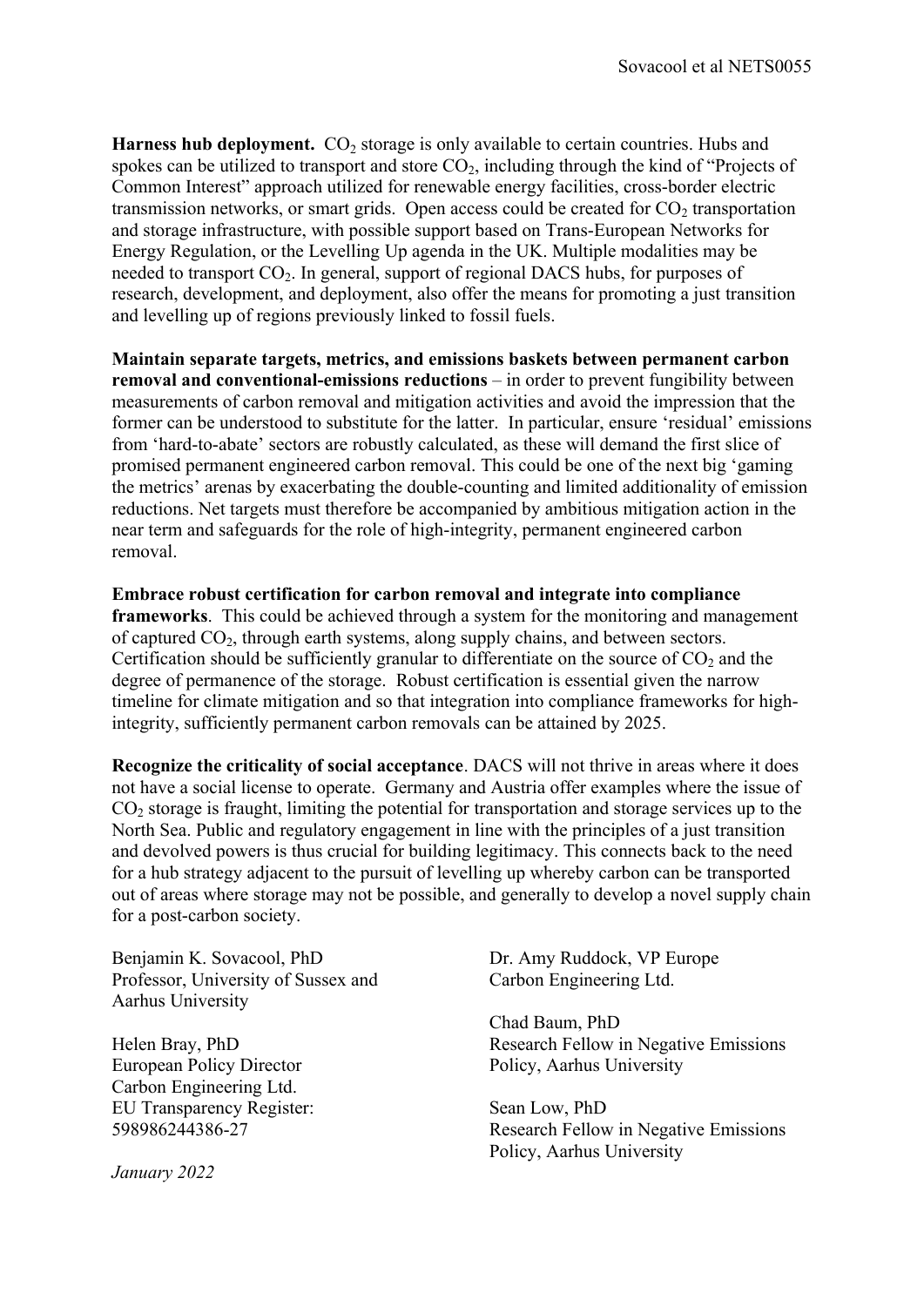**Harness hub deployment.** $CO_2$ storage is only available to certain countries. Hubs and spokes can be utilized to transport and store $CO_2$, including through the kind of "Projects of Common Interest" approach utilized for renewable energy facilities, cross-border electric transmission networks, or smart grids. Open access could be created for $CO_2$ transportation and storage infrastructure, with possible support based on Trans-European Networks for Energy Regulation, or the Levelling Up agenda in the UK. Multiple modalities may be needed to transport $CO_2$. In general, support of regional DACS hubs, for purposes of research, development, and deployment, also offer the means for promoting a just transition and levelling up of regions previously linked to fossil fuels.

**Maintain separate targets, metrics, and emissions baskets between permanent carbon removal and conventional-emissions reductions** – in order to prevent fungibility between measurements of carbon removal and mitigation activities and avoid the impression that the former can be understood to substitute for the latter. In particular, ensure 'residual' emissions from 'hard-to-abate' sectors are robustly calculated, as these will demand the first slice of promised permanent engineered carbon removal. This could be one of the next big 'gaming the metrics' arenas by exacerbating the double-counting and limited additionality of emission reductions. Net targets must therefore be accompanied by ambitious mitigation action in the near term and safeguards for the role of high-integrity, permanent engineered carbon removal.

**Embrace robust certification for carbon removal and integrate into compliance frameworks**. This could be achieved through a system for the monitoring and management of captured $CO_2$, through earth systems, along supply chains, and between sectors. Certification should be sufficiently granular to differentiate on the source of $CO_2$ and the degree of permanence of the storage. Robust certification is essential given the narrow timeline for climate mitigation and so that integration into compliance frameworks for high-integrity, sufficiently permanent carbon removals can be attained by 2025.

**Recognize the criticality of social acceptance**. DACS will not thrive in areas where it does not have a social license to operate. Germany and Austria offer examples where the issue of $CO_2$ storage is fraught, limiting the potential for transportation and storage services up to the North Sea. Public and regulatory engagement in line with the principles of a just transition and devolved powers is thus crucial for building legitimacy. This connects back to the need for a hub strategy adjacent to the pursuit of levelling up whereby carbon can be transported out of areas where storage may not be possible, and generally to develop a novel supply chain for a post-carbon society.

Benjamin K. Sovacool, PhD
Professor, University of Sussex and Aarhus University

Helen Bray, PhD
European Policy Director
Carbon Engineering Ltd.
EU Transparency Register: 598986244386-27

Dr. Amy Ruddock, VP Europe
Carbon Engineering Ltd.

Chad Baum, PhD
Research Fellow in Negative Emissions Policy, Aarhus University

Sean Low, PhD
Research Fellow in Negative Emissions Policy, Aarhus University

*January 2022*